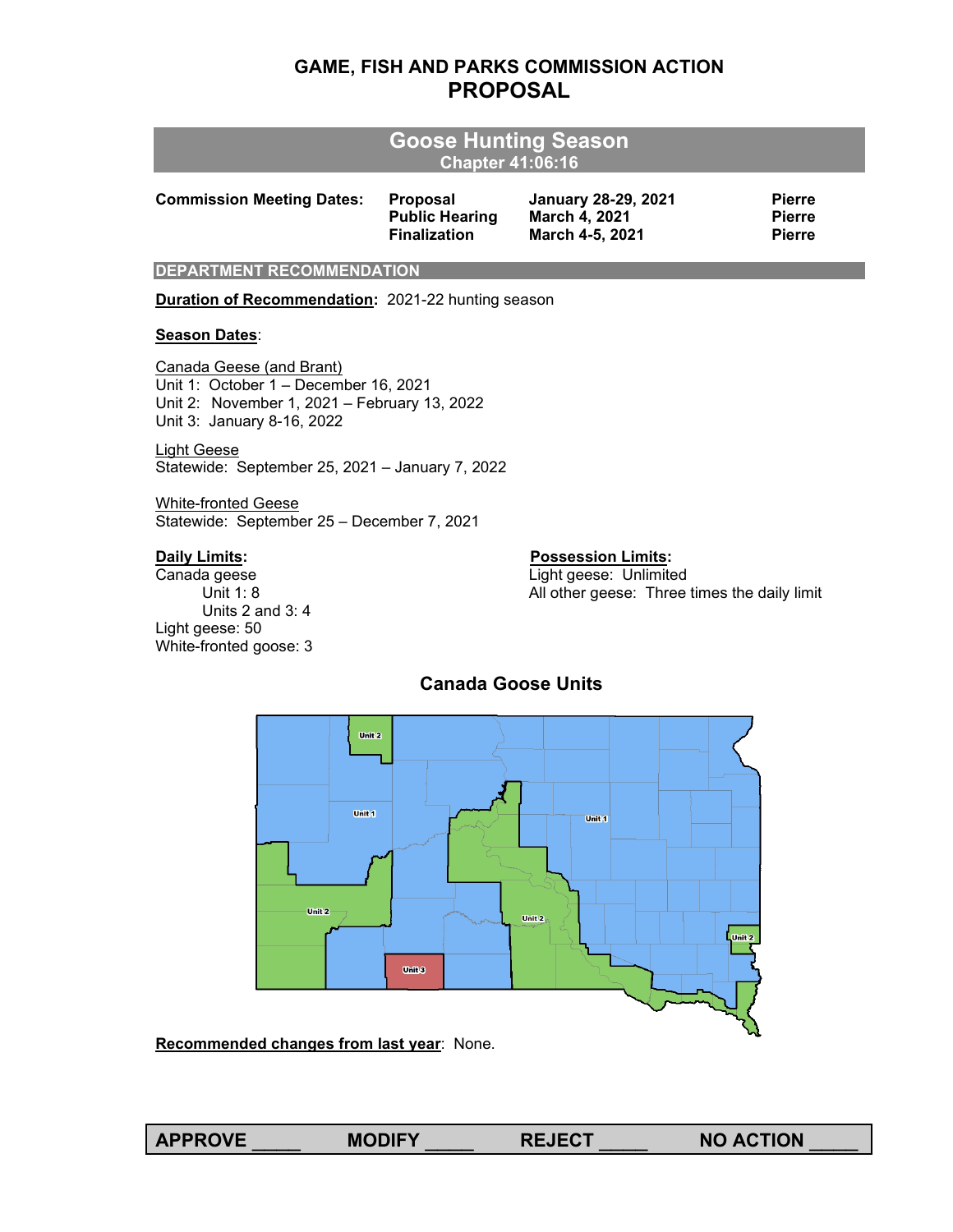# GAME, FISH AND PARKS COMMISSION ACTION
## PROPOSAL

## Goose Hunting Season
**Chapter 41:06:16**

| **Commission Meeting Dates:** | **Proposal** | **January 28-29, 2021** | **Pierre** |
|---|---|---|---|
| | **Public Hearing** | **March 4, 2021** | **Pierre** |
| | **Finalization** | **March 4-5, 2021** | **Pierre** |

### DEPARTMENT RECOMMENDATION

**Duration of Recommendation:** 2021-22 hunting season

**Season Dates**:

Canada Geese (and Brant)
Unit 1: October 1 – December 16, 2021
Unit 2: November 1, 2021 – February 13, 2022
Unit 3: January 8-16, 2022

Light Geese
Statewide: September 25, 2021 – January 7, 2022

White-fronted Geese
Statewide: September 25 – December 7, 2021

**Daily Limits:**
Canada geese
- Unit 1: 8
- Units 2 and 3: 4

Light geese: 50
White-fronted goose: 3

**Possession Limits:**
Light geese: Unlimited
All other geese: Three times the daily limit

### Canada Goose Units

Unit 2 | Unit 1 | Unit 1 | Unit 2 | Unit 2 | Unit 2 | Unit 3

**Recommended changes from last year**: None.

**APPROVE _____ MODIFY _____ REJECT _____ NO ACTION _____**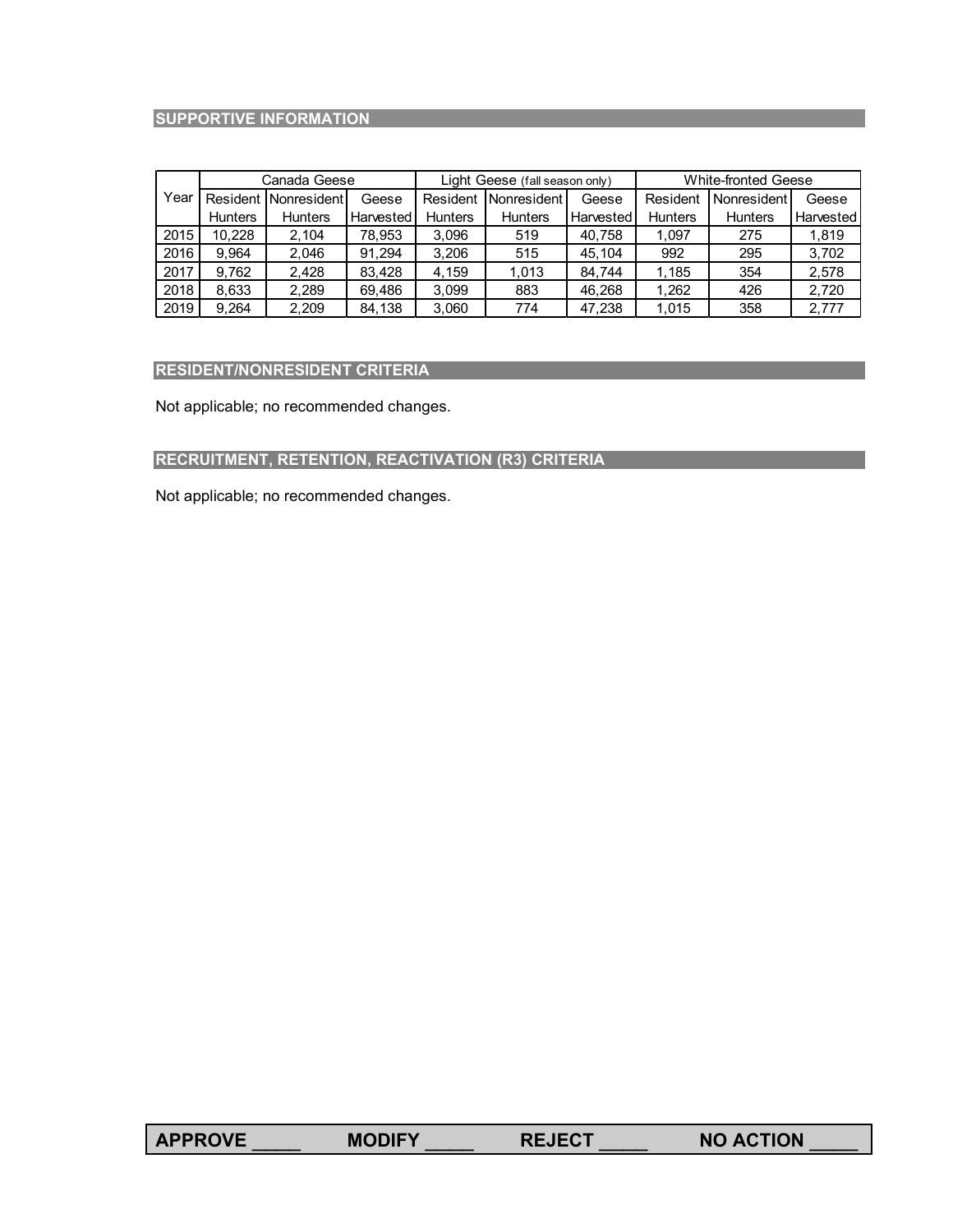## SUPPORTIVE INFORMATION

| Year | Canada Geese | | | Light Geese (fall season only) | | | White-fronted Geese | | |
|---|---|---|---|---|---|---|---|---|---|
| | Resident Hunters | Nonresident Hunters | Geese Harvested | Resident Hunters | Nonresident Hunters | Geese Harvested | Resident Hunters | Nonresident Hunters | Geese Harvested |
| 2015 | 10,228 | 2,104 | 78,953 | 3,096 | 519 | 40,758 | 1,097 | 275 | 1,819 |
| 2016 | 9,964 | 2,046 | 91,294 | 3,206 | 515 | 45,104 | 992 | 295 | 3,702 |
| 2017 | 9,762 | 2,428 | 83,428 | 4,159 | 1,013 | 84,744 | 1,185 | 354 | 2,578 |
| 2018 | 8,633 | 2,289 | 69,486 | 3,099 | 883 | 46,268 | 1,262 | 426 | 2,720 |
| 2019 | 9,264 | 2,209 | 84,138 | 3,060 | 774 | 47,238 | 1,015 | 358 | 2,777 |

## RESIDENT/NONRESIDENT CRITERIA

Not applicable; no recommended changes.

## RECRUITMENT, RETENTION, REACTIVATION (R3) CRITERIA

Not applicable; no recommended changes.

**APPROVE _____ MODIFY _____ REJECT _____ NO ACTION _____**